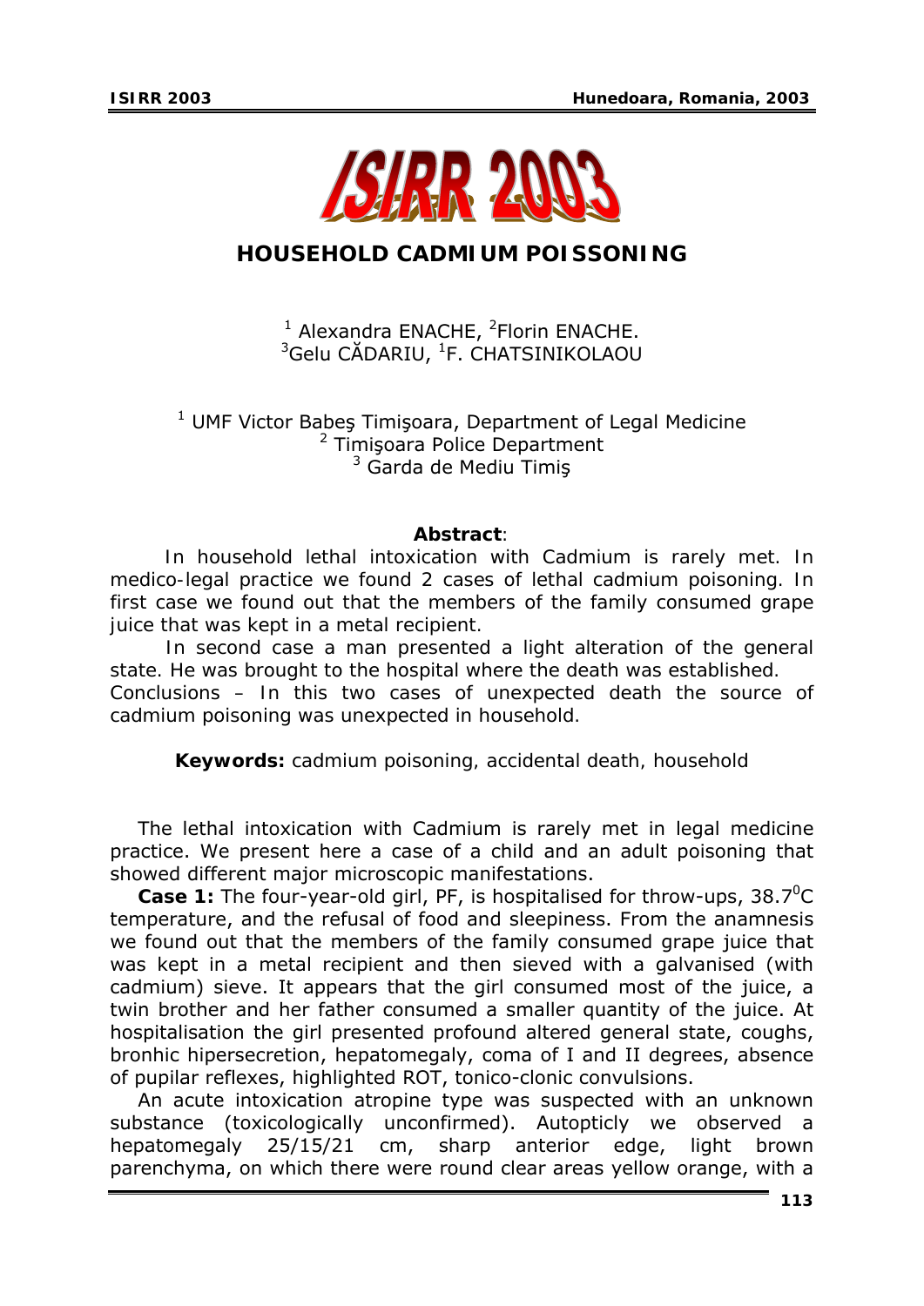# HOUSEHOLD CADMIUM POISSONING

[1] Alexandra ENACHE, [2]Florin ENACHE.
[3]Gelu CĂDARIU, [1]F. CHATSINIKOLAOU

[1] UMF Victor Babeş Timişoara, Department of Legal Medicine
[2] Timişoara Police Department
[3] Garda de Mediu Timiş

**Abstract**:

*In household lethal intoxication with Cadmium is rarely met. In medico-legal practice we found 2 cases of lethal cadmium poisoning. In first case we found out that the members of the family consumed grape juice that was kept in a metal recipient.*

*In second case a man presented a light alteration of the general state. He was brought to the hospital where the death was established. Conclusions – In this two cases of unexpected death the source of cadmium poisoning was unexpected in household.*

***Keywords:** cadmium poisoning, accidental death, household*

The lethal intoxication with Cadmium is rarely met in legal medicine practice. We present here a case of a child and an adult poisoning that showed different major microscopic manifestations.

**Case 1:** The four-year-old girl, PF, is hospitalised for throw-ups, $38.7^0$C temperature, and the refusal of food and sleepiness. From the anamnesis we found out that the members of the family consumed grape juice that was kept in a metal recipient and then sieved with a galvanised (with cadmium) sieve. It appears that the girl consumed most of the juice, a twin brother and her father consumed a smaller quantity of the juice. At hospitalisation the girl presented profound altered general state, coughs, bronhic hipersecretion, hepatomegaly, coma of I and II degrees, absence of pupilar reflexes, highlighted ROT, tonico-clonic convulsions.

An acute intoxication atropine type was suspected with an unknown substance (toxicologically unconfirmed). Autopticly we observed a hepatomegaly 25/15/21 cm, sharp anterior edge, light brown parenchyma, on which there were round clear areas yellow orange, with a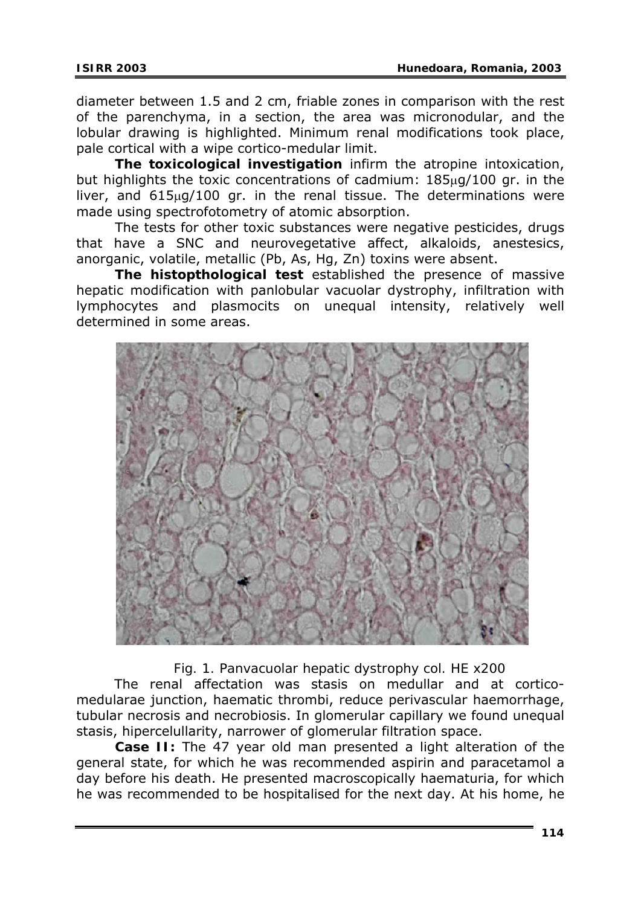diameter between 1.5 and 2 cm, friable zones in comparison with the rest of the parenchyma, in a section, the area was micronodular, and the lobular drawing is highlighted. Minimum renal modifications took place, pale cortical with a wipe cortico-medular limit.

**The toxicological investigation** infirm the atropine intoxication, but highlights the toxic concentrations of cadmium: 185μg/100 gr. in the liver, and 615μg/100 gr. in the renal tissue. The determinations were made using spectrofotometry of atomic absorption.

The tests for other toxic substances were negative pesticides, drugs that have a SNC and neurovegetative affect, alkaloids, anestesics, anorganic, volatile, metallic (Pb, As, Hg, Zn) toxins were absent.

**The histopthological test** established the presence of massive hepatic modification with panlobular vacuolar dystrophy, infiltration with lymphocytes and plasmocits on unequal intensity, relatively well determined in some areas.

Fig. 1. Panvacuolar hepatic dystrophy col. HE x200

The renal affectation was stasis on medullar and at cortico-medularae junction, haematic thrombi, reduce perivascular haemorrhage, tubular necrosis and necrobiosis. In glomerular capillary we found unequal stasis, hipercelullarity, narrower of glomerular filtration space.

**Case II:** The 47 year old man presented a light alteration of the general state, for which he was recommended aspirin and paracetamol a day before his death. He presented macroscopically haematuria, for which he was recommended to be hospitalised for the next day. At his home, he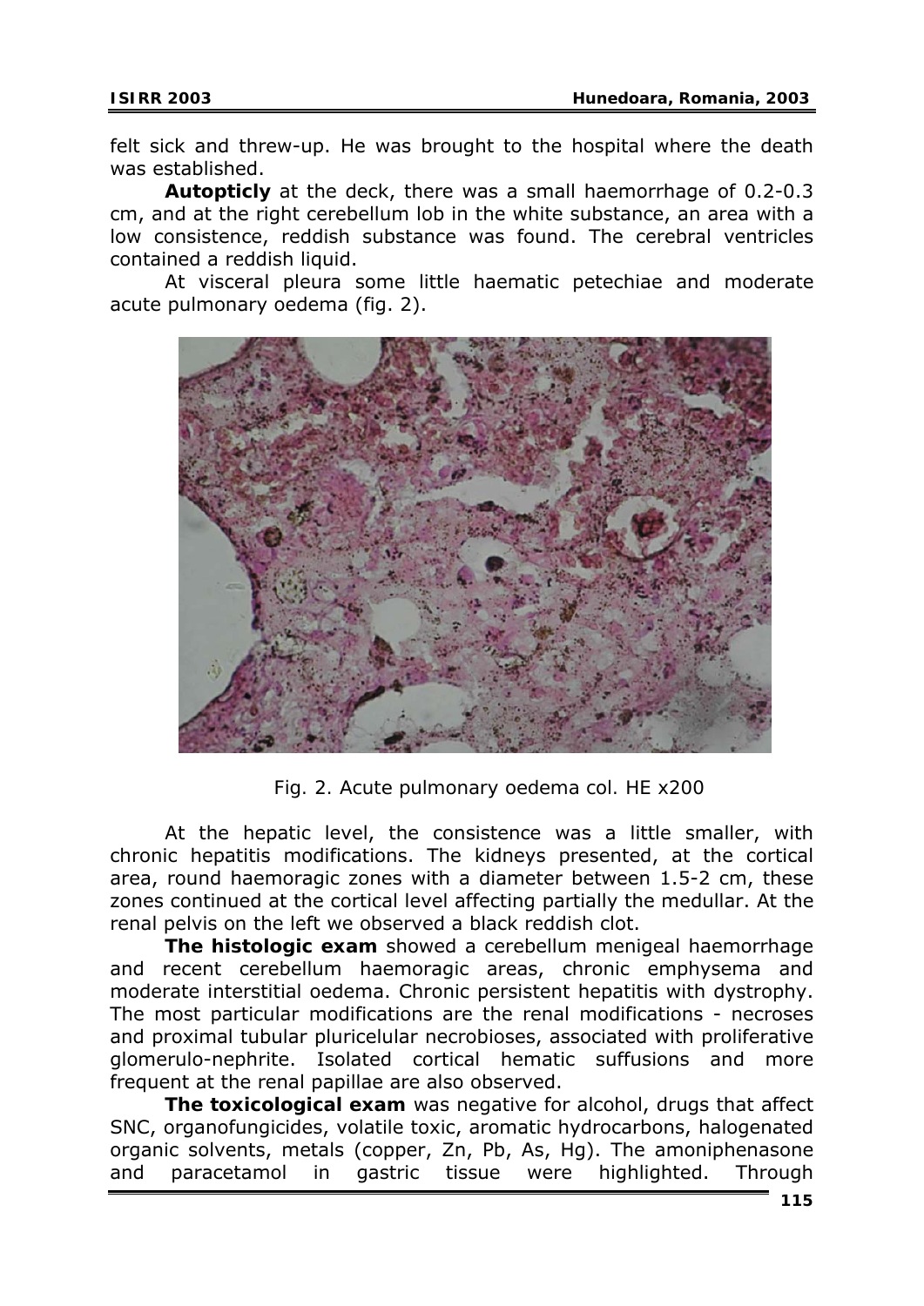felt sick and threw-up. He was brought to the hospital where the death was established.

**Autopticly** at the deck, there was a small haemorrhage of 0.2-0.3 cm, and at the right cerebellum lob in the white substance, an area with a low consistence, reddish substance was found. The cerebral ventricles contained a reddish liquid.

At visceral pleura some little haematic petechiae and moderate acute pulmonary oedema (fig. 2).

Fig. 2. Acute pulmonary oedema col. HE x200

At the hepatic level, the consistence was a little smaller, with chronic hepatitis modifications. The kidneys presented, at the cortical area, round haemoragic zones with a diameter between 1.5-2 cm, these zones continued at the cortical level affecting partially the medullar. At the renal pelvis on the left we observed a black reddish clot.

**The histologic exam** showed a cerebellum menigeal haemorrhage and recent cerebellum haemoragic areas, chronic emphysema and moderate interstitial oedema. Chronic persistent hepatitis with dystrophy. The most particular modifications are the renal modifications - necroses and proximal tubular pluricelular necrobioses, associated with proliferative glomerulo-nephrite. Isolated cortical hematic suffusions and more frequent at the renal papillae are also observed.

**The toxicological exam** was negative for alcohol, drugs that affect SNC, organofungicides, volatile toxic, aromatic hydrocarbons, halogenated organic solvents, metals (copper, Zn, Pb, As, Hg). The amoniphenasone and paracetamol in gastric tissue were highlighted. Through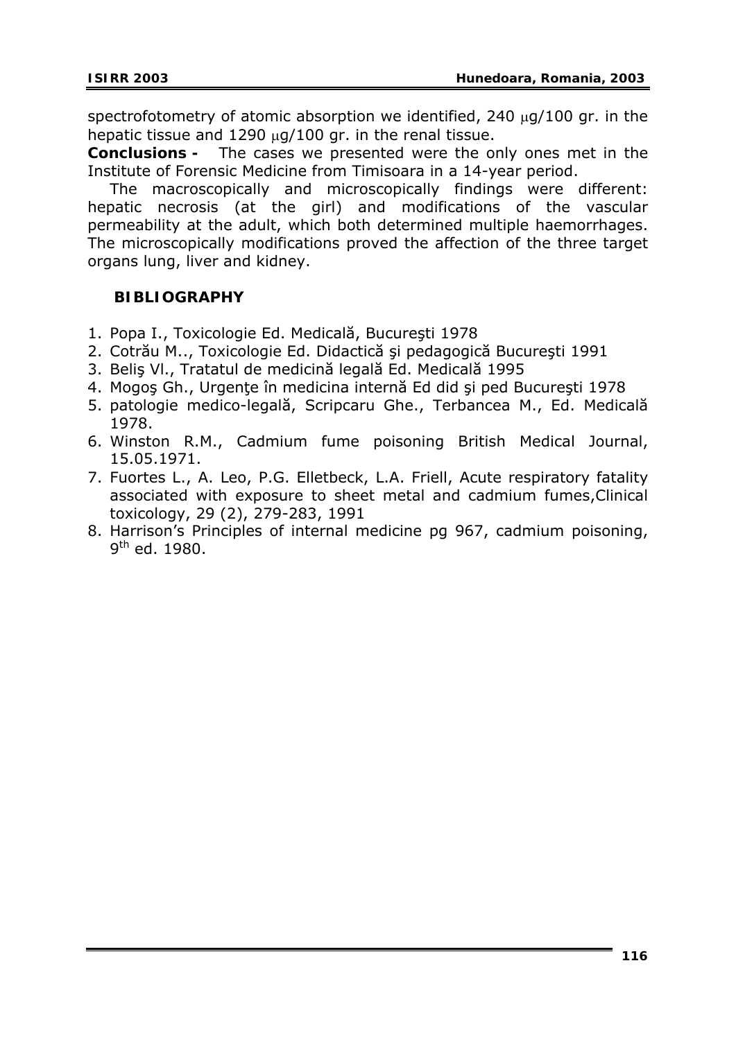spectrofotometry of atomic absorption we identified, 240 $\mu$g/100 gr. in the hepatic tissue and 1290 $\mu$g/100 gr. in the renal tissue.

**Conclusions -** The cases we presented were the only ones met in the Institute of Forensic Medicine from Timisoara in a 14-year period.

The macroscopically and microscopically findings were different: hepatic necrosis (at the girl) and modifications of the vascular permeability at the adult, which both determined multiple haemorrhages. The microscopically modifications proved the affection of the three target organs lung, liver and kidney.

## BIBLIOGRAPHY

1. Popa I., Toxicologie Ed. Medicală, Bucureşti 1978
2. Cotrău M.., Toxicologie Ed. Didactică şi pedagogică Bucureşti 1991
3. Beliş Vl., Tratatul de medicină legală Ed. Medicală 1995
4. Mogoş Gh., Urgenţe în medicina internă Ed did şi ped Bucureşti 1978
5. patologie medico-legală, Scripcaru Ghe., Terbancea M., Ed. Medicală 1978.
6. Winston R.M., Cadmium fume poisoning British Medical Journal, 15.05.1971.
7. Fuortes L., A. Leo, P.G. Elletbeck, L.A. Friell, Acute respiratory fatality associated with exposure to sheet metal and cadmium fumes,Clinical toxicology, 29 (2), 279-283, 1991
8. Harrison's Principles of internal medicine pg 967, cadmium poisoning, 9th ed. 1980.